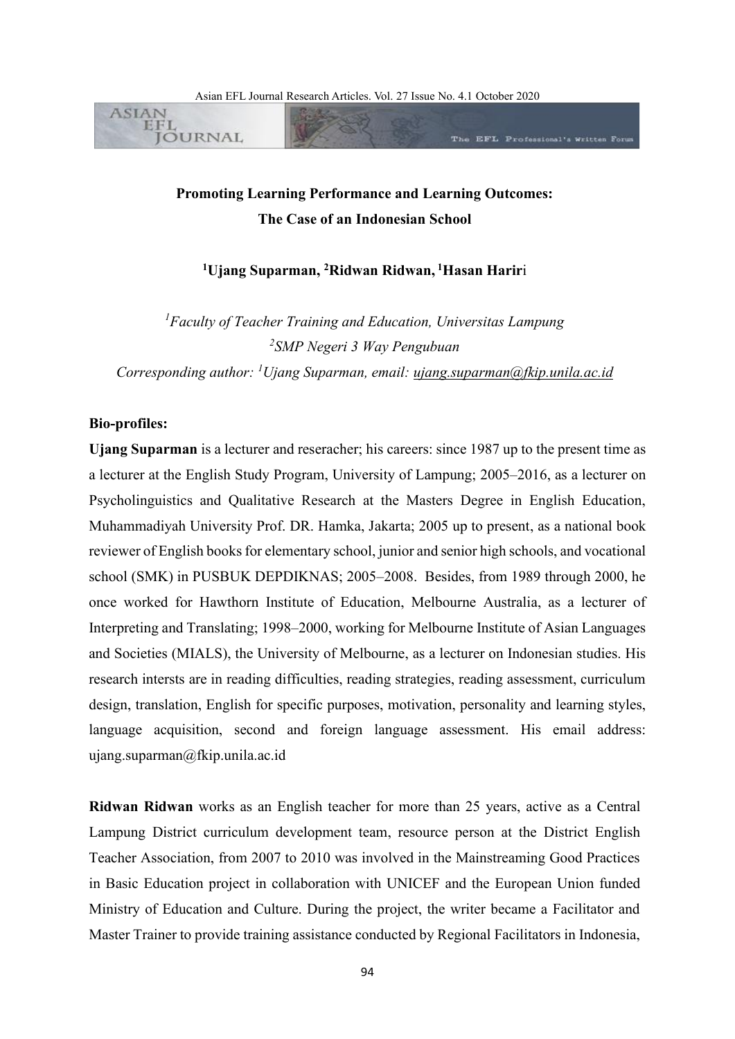# Promoting Learning Performance and Learning Outcomes: The Case of an Indonesian School

**[1]Ujang Suparman, [2]Ridwan Ridwan, [1]Hasan Hariri**

*[1]Faculty of Teacher Training and Education, Universitas Lampung*
*[2]SMP Negeri 3 Way Pengubuan*
*Corresponding author: [1]Ujang Suparman, email: ujang.suparman@fkip.unila.ac.id*

**Bio-profiles:**

**Ujang Suparman** is a lecturer and reseracher; his careers: since 1987 up to the present time as a lecturer at the English Study Program, University of Lampung; 2005–2016, as a lecturer on Psycholinguistics and Qualitative Research at the Masters Degree in English Education, Muhammadiyah University Prof. DR. Hamka, Jakarta; 2005 up to present, as a national book reviewer of English books for elementary school, junior and senior high schools, and vocational school (SMK) in PUSBUK DEPDIKNAS; 2005–2008. Besides, from 1989 through 2000, he once worked for Hawthorn Institute of Education, Melbourne Australia, as a lecturer of Interpreting and Translating; 1998–2000, working for Melbourne Institute of Asian Languages and Societies (MIALS), the University of Melbourne, as a lecturer on Indonesian studies. His research intersts are in reading difficulties, reading strategies, reading assessment, curriculum design, translation, English for specific purposes, motivation, personality and learning styles, language acquisition, second and foreign language assessment. His email address: ujang.suparman@fkip.unila.ac.id

**Ridwan Ridwan** works as an English teacher for more than 25 years, active as a Central Lampung District curriculum development team, resource person at the District English Teacher Association, from 2007 to 2010 was involved in the Mainstreaming Good Practices in Basic Education project in collaboration with UNICEF and the European Union funded Ministry of Education and Culture. During the project, the writer became a Facilitator and Master Trainer to provide training assistance conducted by Regional Facilitators in Indonesia,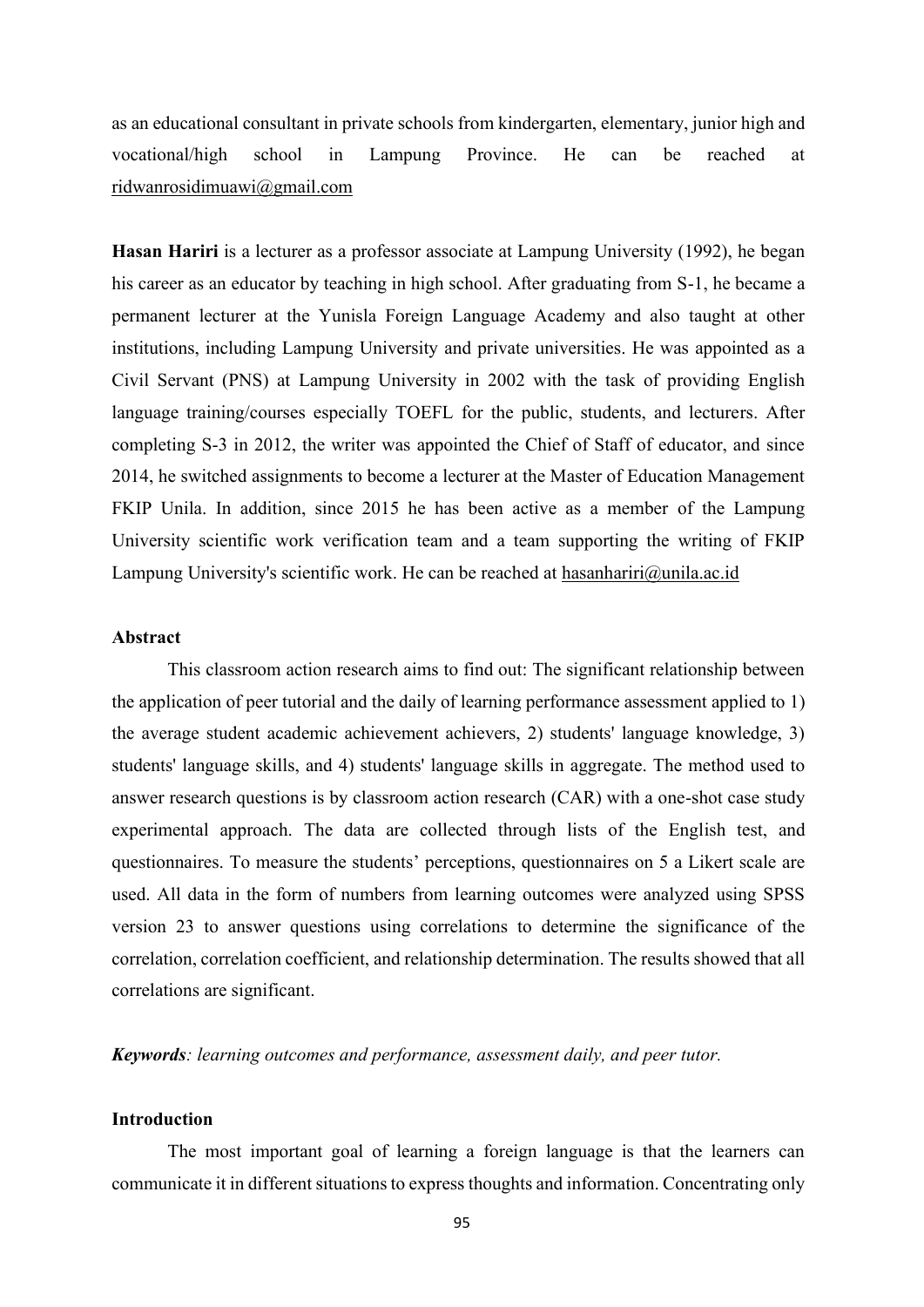as an educational consultant in private schools from kindergarten, elementary, junior high and vocational/high school in Lampung Province. He can be reached at ridwanrosidimuawi@gmail.com

**Hasan Hariri** is a lecturer as a professor associate at Lampung University (1992), he began his career as an educator by teaching in high school. After graduating from S-1, he became a permanent lecturer at the Yunisla Foreign Language Academy and also taught at other institutions, including Lampung University and private universities. He was appointed as a Civil Servant (PNS) at Lampung University in 2002 with the task of providing English language training/courses especially TOEFL for the public, students, and lecturers. After completing S-3 in 2012, the writer was appointed the Chief of Staff of educator, and since 2014, he switched assignments to become a lecturer at the Master of Education Management FKIP Unila. In addition, since 2015 he has been active as a member of the Lampung University scientific work verification team and a team supporting the writing of FKIP Lampung University's scientific work. He can be reached at hasanhariri@unila.ac.id

## Abstract

This classroom action research aims to find out: The significant relationship between the application of peer tutorial and the daily of learning performance assessment applied to 1) the average student academic achievement achievers, 2) students' language knowledge, 3) students' language skills, and 4) students' language skills in aggregate. The method used to answer research questions is by classroom action research (CAR) with a one-shot case study experimental approach. The data are collected through lists of the English test, and questionnaires. To measure the students' perceptions, questionnaires on 5 a Likert scale are used. All data in the form of numbers from learning outcomes were analyzed using SPSS version 23 to answer questions using correlations to determine the significance of the correlation, correlation coefficient, and relationship determination. The results showed that all correlations are significant.

***Keywords**: learning outcomes and performance, assessment daily, and peer tutor.*

## Introduction

The most important goal of learning a foreign language is that the learners can communicate it in different situations to express thoughts and information. Concentrating only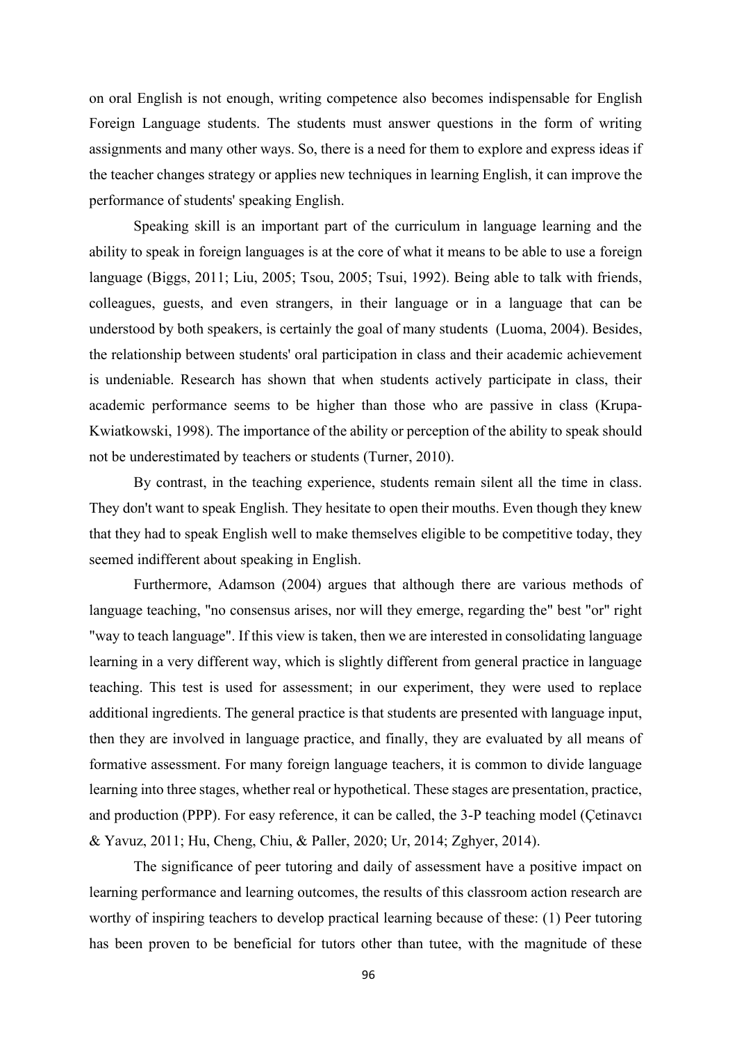on oral English is not enough, writing competence also becomes indispensable for English Foreign Language students. The students must answer questions in the form of writing assignments and many other ways. So, there is a need for them to explore and express ideas if the teacher changes strategy or applies new techniques in learning English, it can improve the performance of students' speaking English.

Speaking skill is an important part of the curriculum in language learning and the ability to speak in foreign languages is at the core of what it means to be able to use a foreign language (Biggs, 2011; Liu, 2005; Tsou, 2005; Tsui, 1992). Being able to talk with friends, colleagues, guests, and even strangers, in their language or in a language that can be understood by both speakers, is certainly the goal of many students (Luoma, 2004). Besides, the relationship between students' oral participation in class and their academic achievement is undeniable. Research has shown that when students actively participate in class, their academic performance seems to be higher than those who are passive in class (Krupa-Kwiatkowski, 1998). The importance of the ability or perception of the ability to speak should not be underestimated by teachers or students (Turner, 2010).

By contrast, in the teaching experience, students remain silent all the time in class. They don't want to speak English. They hesitate to open their mouths. Even though they knew that they had to speak English well to make themselves eligible to be competitive today, they seemed indifferent about speaking in English.

Furthermore, Adamson (2004) argues that although there are various methods of language teaching, "no consensus arises, nor will they emerge, regarding the" best "or" right "way to teach language". If this view is taken, then we are interested in consolidating language learning in a very different way, which is slightly different from general practice in language teaching. This test is used for assessment; in our experiment, they were used to replace additional ingredients. The general practice is that students are presented with language input, then they are involved in language practice, and finally, they are evaluated by all means of formative assessment. For many foreign language teachers, it is common to divide language learning into three stages, whether real or hypothetical. These stages are presentation, practice, and production (PPP). For easy reference, it can be called, the 3-P teaching model (Çetinavcı & Yavuz, 2011; Hu, Cheng, Chiu, & Paller, 2020; Ur, 2014; Zghyer, 2014).

The significance of peer tutoring and daily of assessment have a positive impact on learning performance and learning outcomes, the results of this classroom action research are worthy of inspiring teachers to develop practical learning because of these: (1) Peer tutoring has been proven to be beneficial for tutors other than tutee, with the magnitude of these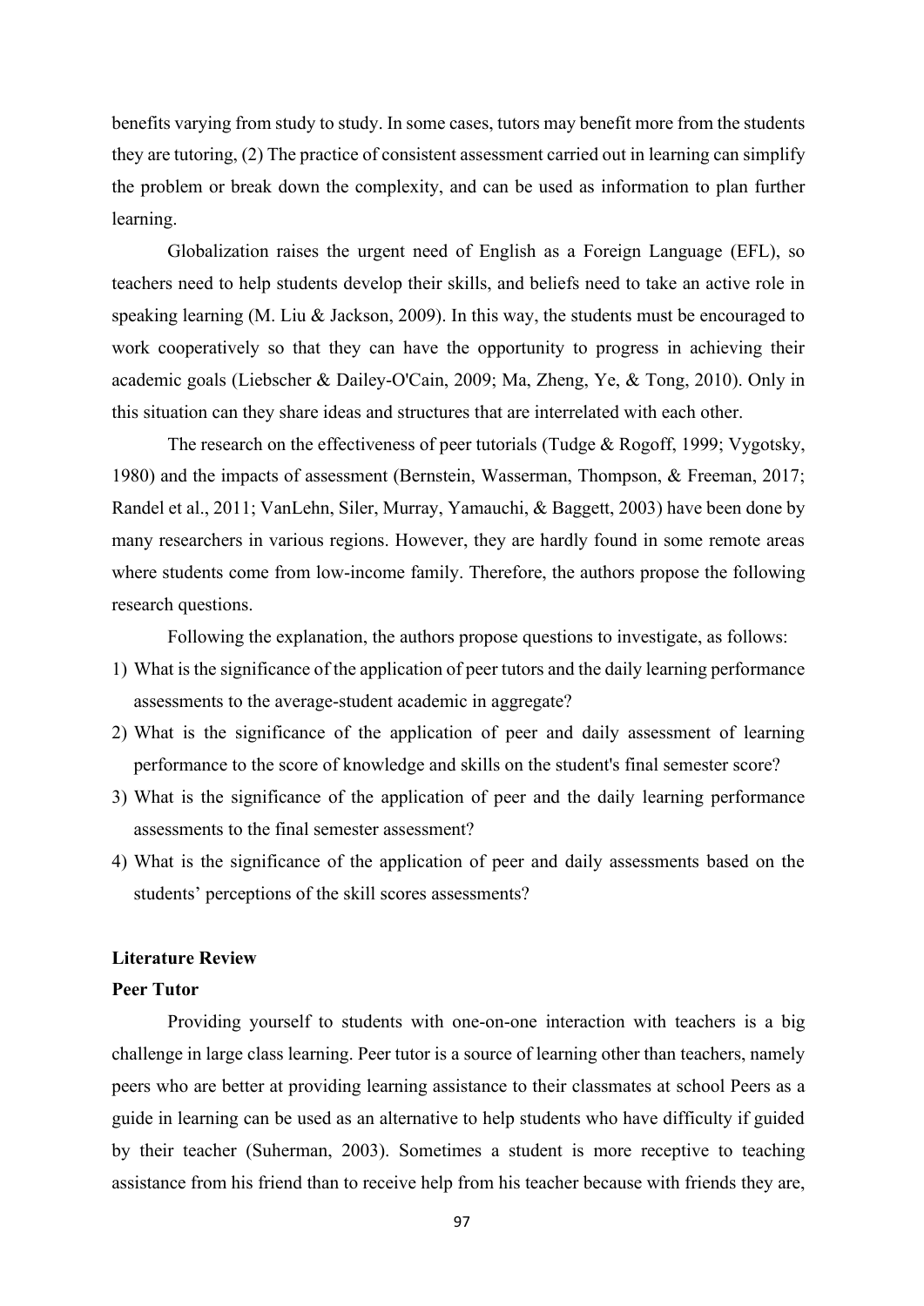benefits varying from study to study. In some cases, tutors may benefit more from the students they are tutoring, (2) The practice of consistent assessment carried out in learning can simplify the problem or break down the complexity, and can be used as information to plan further learning.

Globalization raises the urgent need of English as a Foreign Language (EFL), so teachers need to help students develop their skills, and beliefs need to take an active role in speaking learning (M. Liu & Jackson, 2009). In this way, the students must be encouraged to work cooperatively so that they can have the opportunity to progress in achieving their academic goals (Liebscher & Dailey-O'Cain, 2009; Ma, Zheng, Ye, & Tong, 2010). Only in this situation can they share ideas and structures that are interrelated with each other.

The research on the effectiveness of peer tutorials (Tudge & Rogoff, 1999; Vygotsky, 1980) and the impacts of assessment (Bernstein, Wasserman, Thompson, & Freeman, 2017; Randel et al., 2011; VanLehn, Siler, Murray, Yamauchi, & Baggett, 2003) have been done by many researchers in various regions. However, they are hardly found in some remote areas where students come from low-income family. Therefore, the authors propose the following research questions.

Following the explanation, the authors propose questions to investigate, as follows:

1) What is the significance of the application of peer tutors and the daily learning performance assessments to the average-student academic in aggregate?
2) What is the significance of the application of peer and daily assessment of learning performance to the score of knowledge and skills on the student's final semester score?
3) What is the significance of the application of peer and the daily learning performance assessments to the final semester assessment?
4) What is the significance of the application of peer and daily assessments based on the students' perceptions of the skill scores assessments?

## Literature Review

### Peer Tutor

Providing yourself to students with one-on-one interaction with teachers is a big challenge in large class learning. Peer tutor is a source of learning other than teachers, namely peers who are better at providing learning assistance to their classmates at school Peers as a guide in learning can be used as an alternative to help students who have difficulty if guided by their teacher (Suherman, 2003). Sometimes a student is more receptive to teaching assistance from his friend than to receive help from his teacher because with friends they are,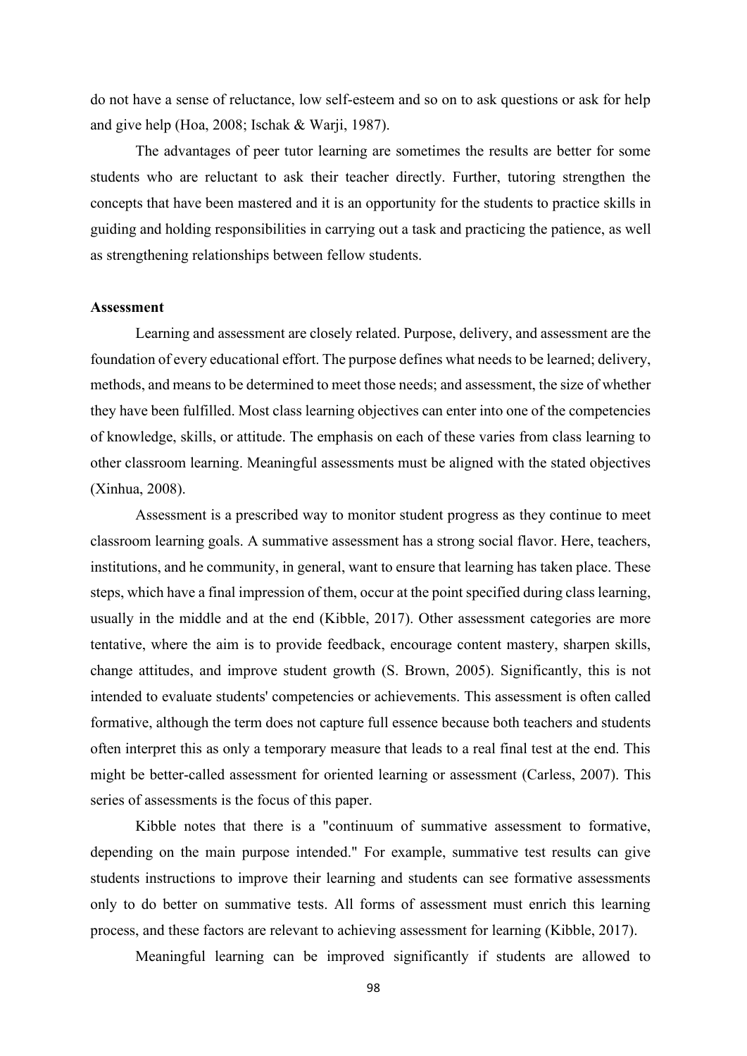do not have a sense of reluctance, low self-esteem and so on to ask questions or ask for help and give help (Hoa, 2008; Ischak & Warji, 1987).

The advantages of peer tutor learning are sometimes the results are better for some students who are reluctant to ask their teacher directly. Further, tutoring strengthen the concepts that have been mastered and it is an opportunity for the students to practice skills in guiding and holding responsibilities in carrying out a task and practicing the patience, as well as strengthening relationships between fellow students.

**Assessment**

Learning and assessment are closely related. Purpose, delivery, and assessment are the foundation of every educational effort. The purpose defines what needs to be learned; delivery, methods, and means to be determined to meet those needs; and assessment, the size of whether they have been fulfilled. Most class learning objectives can enter into one of the competencies of knowledge, skills, or attitude. The emphasis on each of these varies from class learning to other classroom learning. Meaningful assessments must be aligned with the stated objectives (Xinhua, 2008).

Assessment is a prescribed way to monitor student progress as they continue to meet classroom learning goals. A summative assessment has a strong social flavor. Here, teachers, institutions, and he community, in general, want to ensure that learning has taken place. These steps, which have a final impression of them, occur at the point specified during class learning, usually in the middle and at the end (Kibble, 2017). Other assessment categories are more tentative, where the aim is to provide feedback, encourage content mastery, sharpen skills, change attitudes, and improve student growth (S. Brown, 2005). Significantly, this is not intended to evaluate students' competencies or achievements. This assessment is often called formative, although the term does not capture full essence because both teachers and students often interpret this as only a temporary measure that leads to a real final test at the end. This might be better-called assessment for oriented learning or assessment (Carless, 2007). This series of assessments is the focus of this paper.

Kibble notes that there is a "continuum of summative assessment to formative, depending on the main purpose intended." For example, summative test results can give students instructions to improve their learning and students can see formative assessments only to do better on summative tests. All forms of assessment must enrich this learning process, and these factors are relevant to achieving assessment for learning (Kibble, 2017).

Meaningful learning can be improved significantly if students are allowed to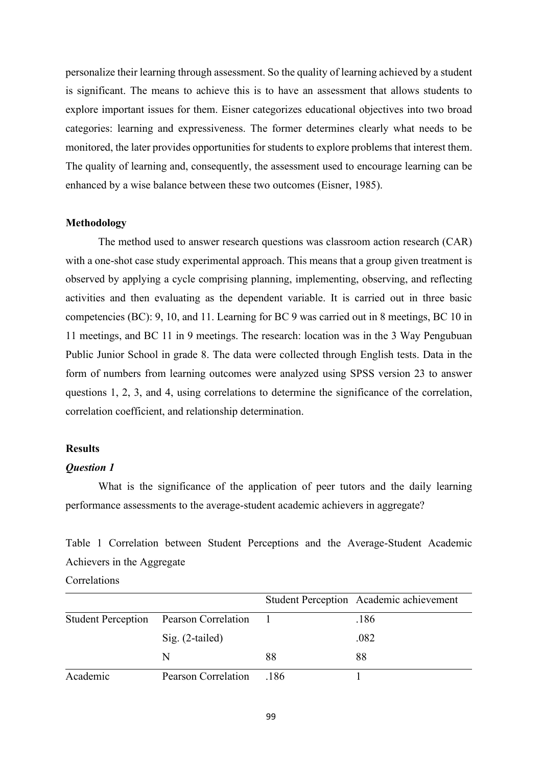personalize their learning through assessment. So the quality of learning achieved by a student is significant. The means to achieve this is to have an assessment that allows students to explore important issues for them. Eisner categorizes educational objectives into two broad categories: learning and expressiveness. The former determines clearly what needs to be monitored, the later provides opportunities for students to explore problems that interest them. The quality of learning and, consequently, the assessment used to encourage learning can be enhanced by a wise balance between these two outcomes (Eisner, 1985).

## Methodology

The method used to answer research questions was classroom action research (CAR) with a one-shot case study experimental approach. This means that a group given treatment is observed by applying a cycle comprising planning, implementing, observing, and reflecting activities and then evaluating as the dependent variable. It is carried out in three basic competencies (BC): 9, 10, and 11. Learning for BC 9 was carried out in 8 meetings, BC 10 in 11 meetings, and BC 11 in 9 meetings. The research: location was in the 3 Way Pengubuan Public Junior School in grade 8. The data were collected through English tests. Data in the form of numbers from learning outcomes were analyzed using SPSS version 23 to answer questions 1, 2, 3, and 4, using correlations to determine the significance of the correlation, correlation coefficient, and relationship determination.

## Results

### *Question 1*

What is the significance of the application of peer tutors and the daily learning performance assessments to the average-student academic achievers in aggregate?

Table 1 Correlation between Student Perceptions and the Average-Student Academic Achievers in the Aggregate

Correlations

| | | Student Perception | Academic achievement |
|---|---|---|---|
| Student Perception | Pearson Correlation | 1 | .186 |
| | Sig. (2-tailed) | | .082 |
| | N | 88 | 88 |
| Academic | Pearson Correlation | .186 | 1 |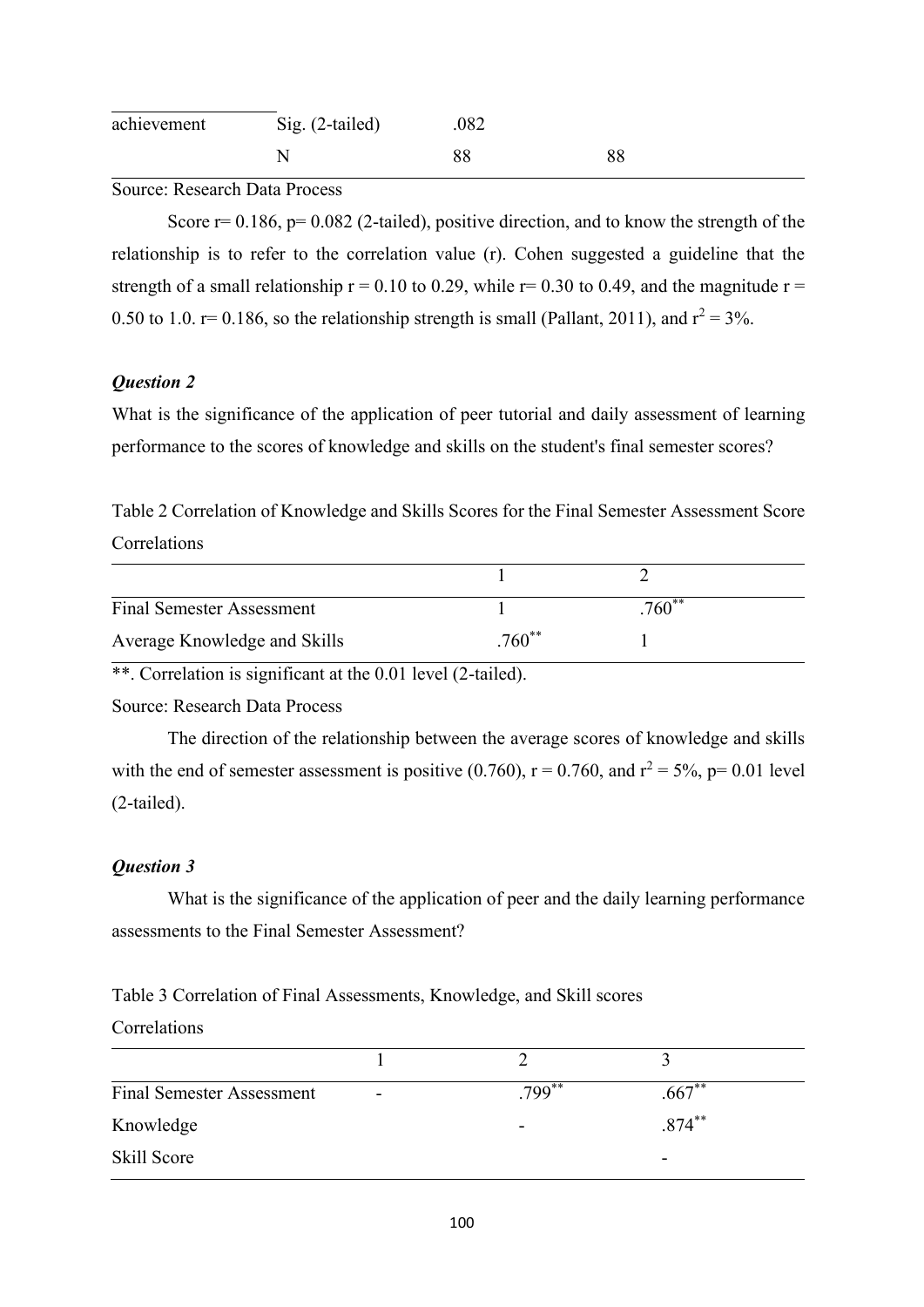| achievement | Sig. (2-tailed) | .082 | |
|---|---|---|---|
| | N | 88 | 88 |

Source: Research Data Process

Score r= 0.186, p= 0.082 (2-tailed), positive direction, and to know the strength of the relationship is to refer to the correlation value (r). Cohen suggested a guideline that the strength of a small relationship r = 0.10 to 0.29, while r= 0.30 to 0.49, and the magnitude r = 0.50 to 1.0. r= 0.186, so the relationship strength is small (Pallant, 2011), and $r^2$ = 3%.

***Question 2***

What is the significance of the application of peer tutorial and daily assessment of learning performance to the scores of knowledge and skills on the student's final semester scores?

Table 2 Correlation of Knowledge and Skills Scores for the Final Semester Assessment Score Correlations

| | 1 | 2 |
|---|---|---|
| Final Semester Assessment | 1 | .760** |
| Average Knowledge and Skills | .760** | 1 |

**. Correlation is significant at the 0.01 level (2-tailed).

Source: Research Data Process

The direction of the relationship between the average scores of knowledge and skills with the end of semester assessment is positive (0.760), r = 0.760, and $r^2$ = 5%, p= 0.01 level (2-tailed).

***Question 3***

What is the significance of the application of peer and the daily learning performance assessments to the Final Semester Assessment?

Table 3 Correlation of Final Assessments, Knowledge, and Skill scores

Correlations

| | 1 | 2 | 3 |
|---|---|---|---|
| Final Semester Assessment | - | .799** | .667** |
| Knowledge | | - | .874** |
| Skill Score | | | - |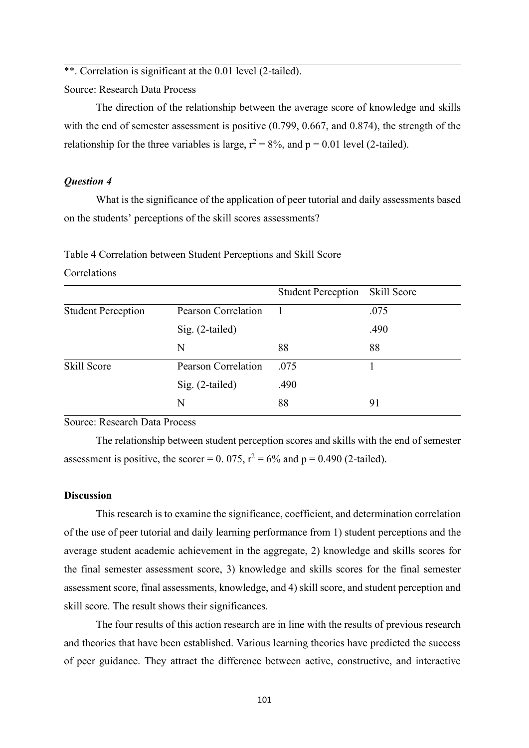**. Correlation is significant at the 0.01 level (2-tailed).

Source: Research Data Process

The direction of the relationship between the average score of knowledge and skills with the end of semester assessment is positive (0.799, 0.667, and 0.874), the strength of the relationship for the three variables is large, $r^2 = 8\%$, and $p = 0.01$ level (2-tailed).

### *Question 4*

What is the significance of the application of peer tutorial and daily assessments based on the students' perceptions of the skill scores assessments?

Table 4 Correlation between Student Perceptions and Skill Score

Correlations

| | | Student Perception | Skill Score |
|---|---|---|---|
| Student Perception | Pearson Correlation | 1 | .075 |
| | Sig. (2-tailed) | | .490 |
| | N | 88 | 88 |
| Skill Score | Pearson Correlation | .075 | 1 |
| | Sig. (2-tailed) | .490 | |
| | N | 88 | 91 |

Source: Research Data Process

The relationship between student perception scores and skills with the end of semester assessment is positive, the scorer = 0. 075, $r^2 = 6\%$ and $p = 0.490$ (2-tailed).

### Discussion

This research is to examine the significance, coefficient, and determination correlation of the use of peer tutorial and daily learning performance from 1) student perceptions and the average student academic achievement in the aggregate, 2) knowledge and skills scores for the final semester assessment score, 3) knowledge and skills scores for the final semester assessment score, final assessments, knowledge, and 4) skill score, and student perception and skill score. The result shows their significances.

The four results of this action research are in line with the results of previous research and theories that have been established. Various learning theories have predicted the success of peer guidance. They attract the difference between active, constructive, and interactive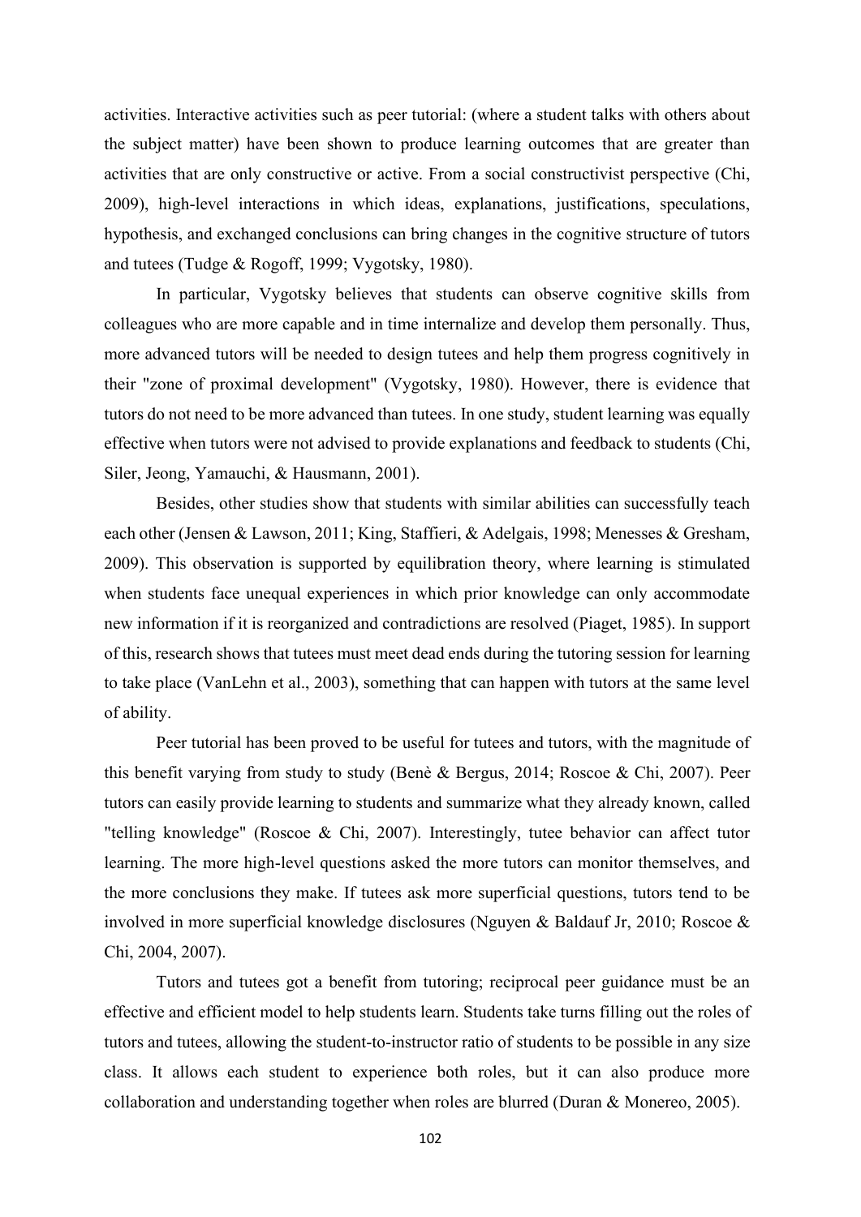activities. Interactive activities such as peer tutorial: (where a student talks with others about the subject matter) have been shown to produce learning outcomes that are greater than activities that are only constructive or active. From a social constructivist perspective (Chi, 2009), high-level interactions in which ideas, explanations, justifications, speculations, hypothesis, and exchanged conclusions can bring changes in the cognitive structure of tutors and tutees (Tudge & Rogoff, 1999; Vygotsky, 1980).

In particular, Vygotsky believes that students can observe cognitive skills from colleagues who are more capable and in time internalize and develop them personally. Thus, more advanced tutors will be needed to design tutees and help them progress cognitively in their "zone of proximal development" (Vygotsky, 1980). However, there is evidence that tutors do not need to be more advanced than tutees. In one study, student learning was equally effective when tutors were not advised to provide explanations and feedback to students (Chi, Siler, Jeong, Yamauchi, & Hausmann, 2001).

Besides, other studies show that students with similar abilities can successfully teach each other (Jensen & Lawson, 2011; King, Staffieri, & Adelgais, 1998; Menesses & Gresham, 2009). This observation is supported by equilibration theory, where learning is stimulated when students face unequal experiences in which prior knowledge can only accommodate new information if it is reorganized and contradictions are resolved (Piaget, 1985). In support of this, research shows that tutees must meet dead ends during the tutoring session for learning to take place (VanLehn et al., 2003), something that can happen with tutors at the same level of ability.

Peer tutorial has been proved to be useful for tutees and tutors, with the magnitude of this benefit varying from study to study (Benè & Bergus, 2014; Roscoe & Chi, 2007). Peer tutors can easily provide learning to students and summarize what they already known, called "telling knowledge" (Roscoe & Chi, 2007). Interestingly, tutee behavior can affect tutor learning. The more high-level questions asked the more tutors can monitor themselves, and the more conclusions they make. If tutees ask more superficial questions, tutors tend to be involved in more superficial knowledge disclosures (Nguyen & Baldauf Jr, 2010; Roscoe & Chi, 2004, 2007).

Tutors and tutees got a benefit from tutoring; reciprocal peer guidance must be an effective and efficient model to help students learn. Students take turns filling out the roles of tutors and tutees, allowing the student-to-instructor ratio of students to be possible in any size class. It allows each student to experience both roles, but it can also produce more collaboration and understanding together when roles are blurred (Duran & Monereo, 2005).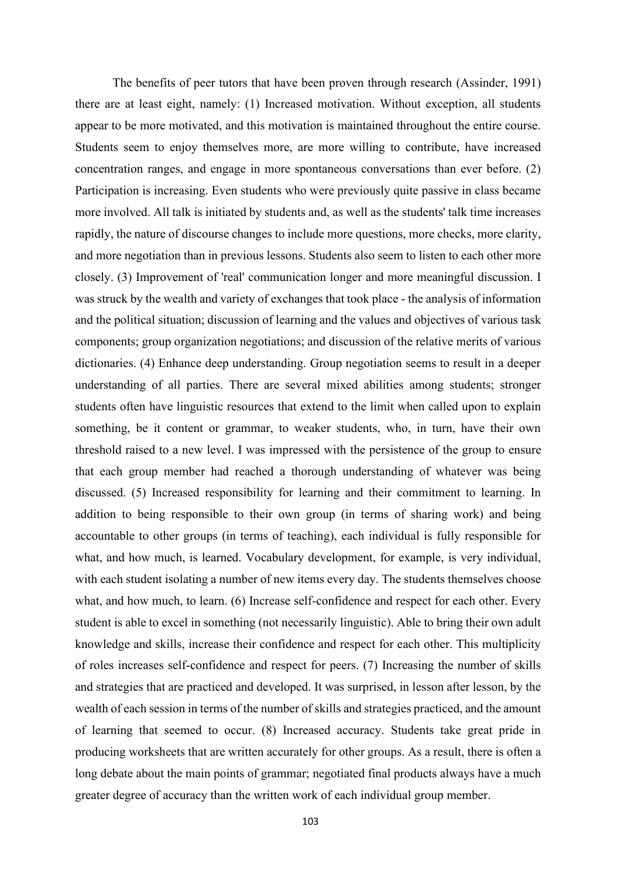The benefits of peer tutors that have been proven through research (Assinder, 1991) there are at least eight, namely: (1) Increased motivation. Without exception, all students appear to be more motivated, and this motivation is maintained throughout the entire course. Students seem to enjoy themselves more, are more willing to contribute, have increased concentration ranges, and engage in more spontaneous conversations than ever before. (2) Participation is increasing. Even students who were previously quite passive in class became more involved. All talk is initiated by students and, as well as the students' talk time increases rapidly, the nature of discourse changes to include more questions, more checks, more clarity, and more negotiation than in previous lessons. Students also seem to listen to each other more closely. (3) Improvement of 'real' communication longer and more meaningful discussion. I was struck by the wealth and variety of exchanges that took place - the analysis of information and the political situation; discussion of learning and the values and objectives of various task components; group organization negotiations; and discussion of the relative merits of various dictionaries. (4) Enhance deep understanding. Group negotiation seems to result in a deeper understanding of all parties. There are several mixed abilities among students; stronger students often have linguistic resources that extend to the limit when called upon to explain something, be it content or grammar, to weaker students, who, in turn, have their own threshold raised to a new level. I was impressed with the persistence of the group to ensure that each group member had reached a thorough understanding of whatever was being discussed. (5) Increased responsibility for learning and their commitment to learning. In addition to being responsible to their own group (in terms of sharing work) and being accountable to other groups (in terms of teaching), each individual is fully responsible for what, and how much, is learned. Vocabulary development, for example, is very individual, with each student isolating a number of new items every day. The students themselves choose what, and how much, to learn. (6) Increase self-confidence and respect for each other. Every student is able to excel in something (not necessarily linguistic). Able to bring their own adult knowledge and skills, increase their confidence and respect for each other. This multiplicity of roles increases self-confidence and respect for peers. (7) Increasing the number of skills and strategies that are practiced and developed. It was surprised, in lesson after lesson, by the wealth of each session in terms of the number of skills and strategies practiced, and the amount of learning that seemed to occur. (8) Increased accuracy. Students take great pride in producing worksheets that are written accurately for other groups. As a result, there is often a long debate about the main points of grammar; negotiated final products always have a much greater degree of accuracy than the written work of each individual group member.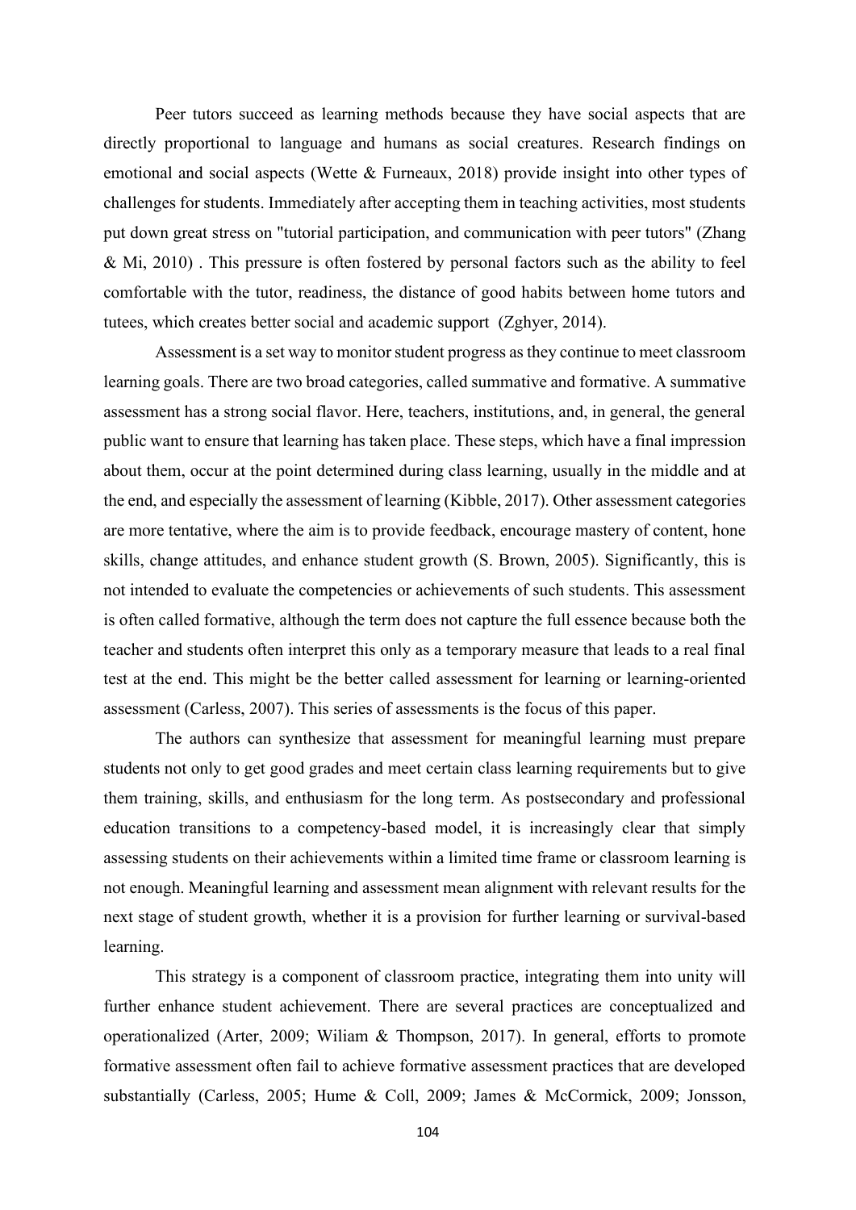Peer tutors succeed as learning methods because they have social aspects that are directly proportional to language and humans as social creatures. Research findings on emotional and social aspects (Wette & Furneaux, 2018) provide insight into other types of challenges for students. Immediately after accepting them in teaching activities, most students put down great stress on "tutorial participation, and communication with peer tutors" (Zhang & Mi, 2010) . This pressure is often fostered by personal factors such as the ability to feel comfortable with the tutor, readiness, the distance of good habits between home tutors and tutees, which creates better social and academic support (Zghyer, 2014).

Assessment is a set way to monitor student progress as they continue to meet classroom learning goals. There are two broad categories, called summative and formative. A summative assessment has a strong social flavor. Here, teachers, institutions, and, in general, the general public want to ensure that learning has taken place. These steps, which have a final impression about them, occur at the point determined during class learning, usually in the middle and at the end, and especially the assessment of learning (Kibble, 2017). Other assessment categories are more tentative, where the aim is to provide feedback, encourage mastery of content, hone skills, change attitudes, and enhance student growth (S. Brown, 2005). Significantly, this is not intended to evaluate the competencies or achievements of such students. This assessment is often called formative, although the term does not capture the full essence because both the teacher and students often interpret this only as a temporary measure that leads to a real final test at the end. This might be the better called assessment for learning or learning-oriented assessment (Carless, 2007). This series of assessments is the focus of this paper.

The authors can synthesize that assessment for meaningful learning must prepare students not only to get good grades and meet certain class learning requirements but to give them training, skills, and enthusiasm for the long term. As postsecondary and professional education transitions to a competency-based model, it is increasingly clear that simply assessing students on their achievements within a limited time frame or classroom learning is not enough. Meaningful learning and assessment mean alignment with relevant results for the next stage of student growth, whether it is a provision for further learning or survival-based learning.

This strategy is a component of classroom practice, integrating them into unity will further enhance student achievement. There are several practices are conceptualized and operationalized (Arter, 2009; Wiliam & Thompson, 2017). In general, efforts to promote formative assessment often fail to achieve formative assessment practices that are developed substantially (Carless, 2005; Hume & Coll, 2009; James & McCormick, 2009; Jonsson,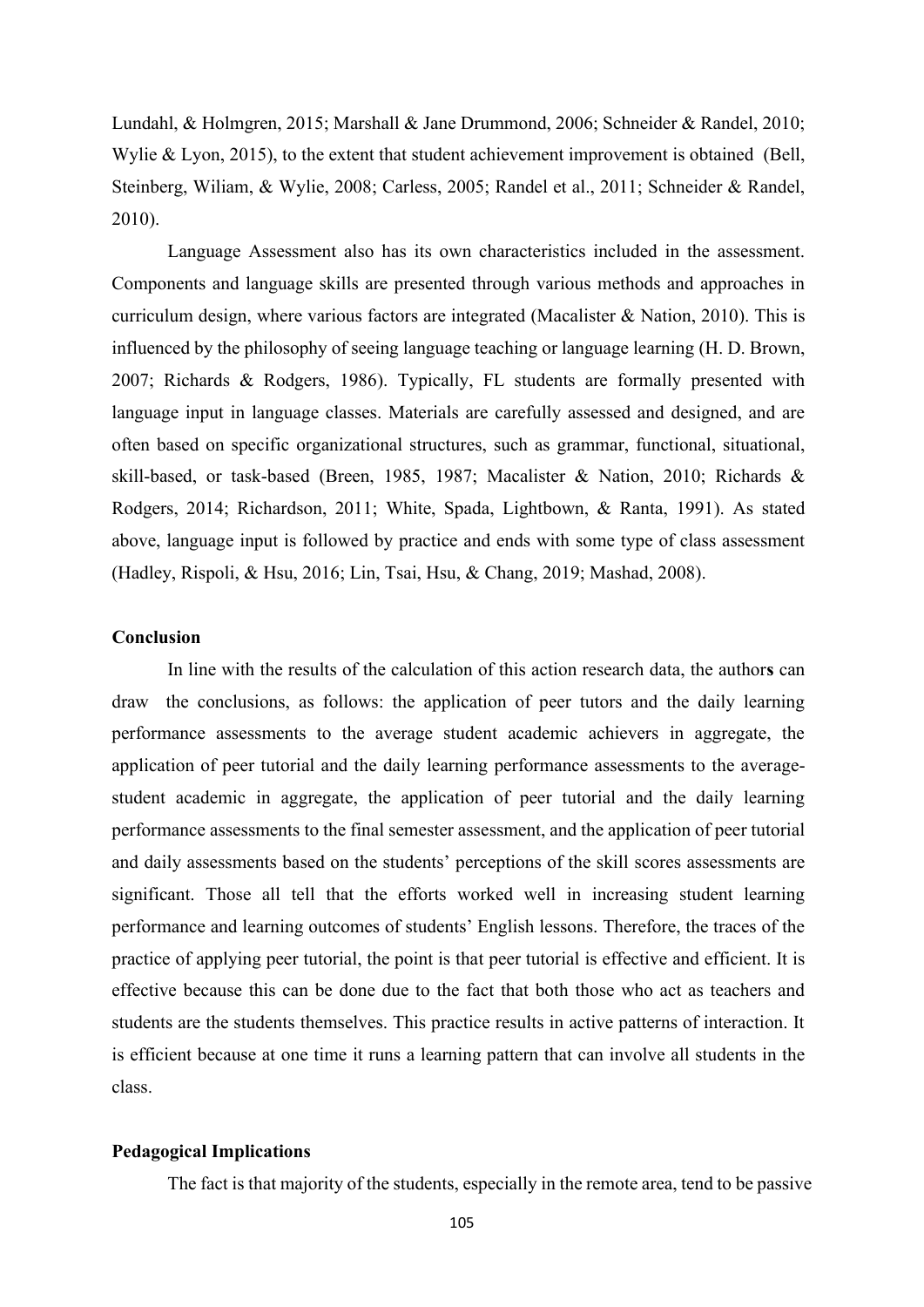Lundahl, & Holmgren, 2015; Marshall & Jane Drummond, 2006; Schneider & Randel, 2010; Wylie & Lyon, 2015), to the extent that student achievement improvement is obtained (Bell, Steinberg, Wiliam, & Wylie, 2008; Carless, 2005; Randel et al., 2011; Schneider & Randel, 2010).

Language Assessment also has its own characteristics included in the assessment. Components and language skills are presented through various methods and approaces in curriculum design, where various factors are integrated (Macalister & Nation, 2010). This is influenced by the philosophy of seeing language teaching or language learning (H. D. Brown, 2007; Richards & Rodgers, 1986). Typically, FL students are formally presented with language input in language classes. Materials are carefully assessed and designed, and are often based on specific organizational structures, such as grammar, functional, situational, skill-based, or task-based (Breen, 1985, 1987; Macalister & Nation, 2010; Richards & Rodgers, 2014; Richardson, 2011; White, Spada, Lightbown, & Ranta, 1991). As stated above, language input is followed by practice and ends with some type of class assessment (Hadley, Rispoli, & Hsu, 2016; Lin, Tsai, Hsu, & Chang, 2019; Mashad, 2008).

## Conclusion

In line with the results of the calculation of this action research data, the authors can draw the conclusions, as follows: the application of peer tutors and the daily learning performance assessments to the average student academic achievers in aggregate, the application of peer tutorial and the daily learning performance assessments to the average-student academic in aggregate, the application of peer tutorial and the daily learning performance assessments to the final semester assessment, and the application of peer tutorial and daily assessments based on the students' perceptions of the skill scores assessments are significant. Those all tell that the efforts worked well in increasing student learning performance and learning outcomes of students' English lessons. Therefore, the traces of the practice of applying peer tutorial, the point is that peer tutorial is effective and efficient. It is effective because this can be done due to the fact that both those who act as teachers and students are the students themselves. This practice results in active patterns of interaction. It is efficient because at one time it runs a learning pattern that can involve all students in the class.

## Pedagogical Implications

The fact is that majority of the students, especially in the remote area, tend to be passive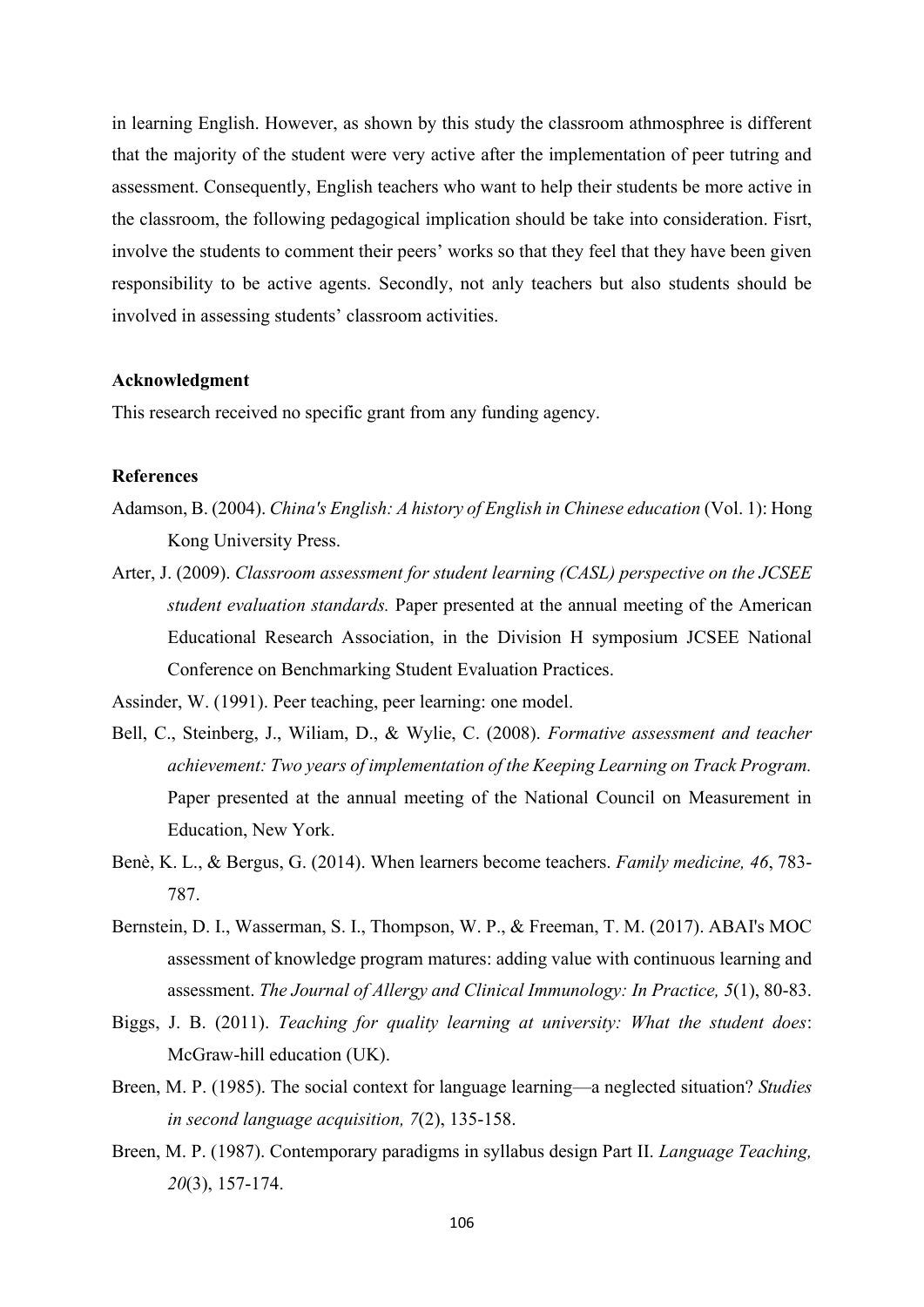in learning English. However, as shown by this study the classroom athmosphree is different that the majority of the student were very active after the implementation of peer tutring and assessment. Consequently, English teachers who want to help their students be more active in the classroom, the following pedagogical implication should be take into consideration. Fisrt, involve the students to comment their peers' works so that they feel that they have been given responsibility to be active agents. Secondly, not anly teachers but also students should be involved in assessing students' classroom activities.

## Acknowledgment

This research received no specific grant from any funding agency.

## References

Adamson, B. (2004). *China's English: A history of English in Chinese education* (Vol. 1): Hong Kong University Press.

Arter, J. (2009). *Classroom assessment for student learning (CASL) perspective on the JCSEE student evaluation standards.* Paper presented at the annual meeting of the American Educational Research Association, in the Division H symposium JCSEE National Conference on Benchmarking Student Evaluation Practices.

Assinder, W. (1991). Peer teaching, peer learning: one model.

Bell, C., Steinberg, J., Wiliam, D., & Wylie, C. (2008). *Formative assessment and teacher achievement: Two years of implementation of the Keeping Learning on Track Program.* Paper presented at the annual meeting of the National Council on Measurement in Education, New York.

Benè, K. L., & Bergus, G. (2014). When learners become teachers. *Family medicine, 46*, 783-787.

Bernstein, D. I., Wasserman, S. I., Thompson, W. P., & Freeman, T. M. (2017). ABAI's MOC assessment of knowledge program matures: adding value with continuous learning and assessment. *The Journal of Allergy and Clinical Immunology: In Practice, 5*(1), 80-83.

Biggs, J. B. (2011). *Teaching for quality learning at university: What the student does*: McGraw-hill education (UK).

Breen, M. P. (1985). The social context for language learning—a neglected situation? *Studies in second language acquisition, 7*(2), 135-158.

Breen, M. P. (1987). Contemporary paradigms in syllabus design Part II. *Language Teaching, 20*(3), 157-174.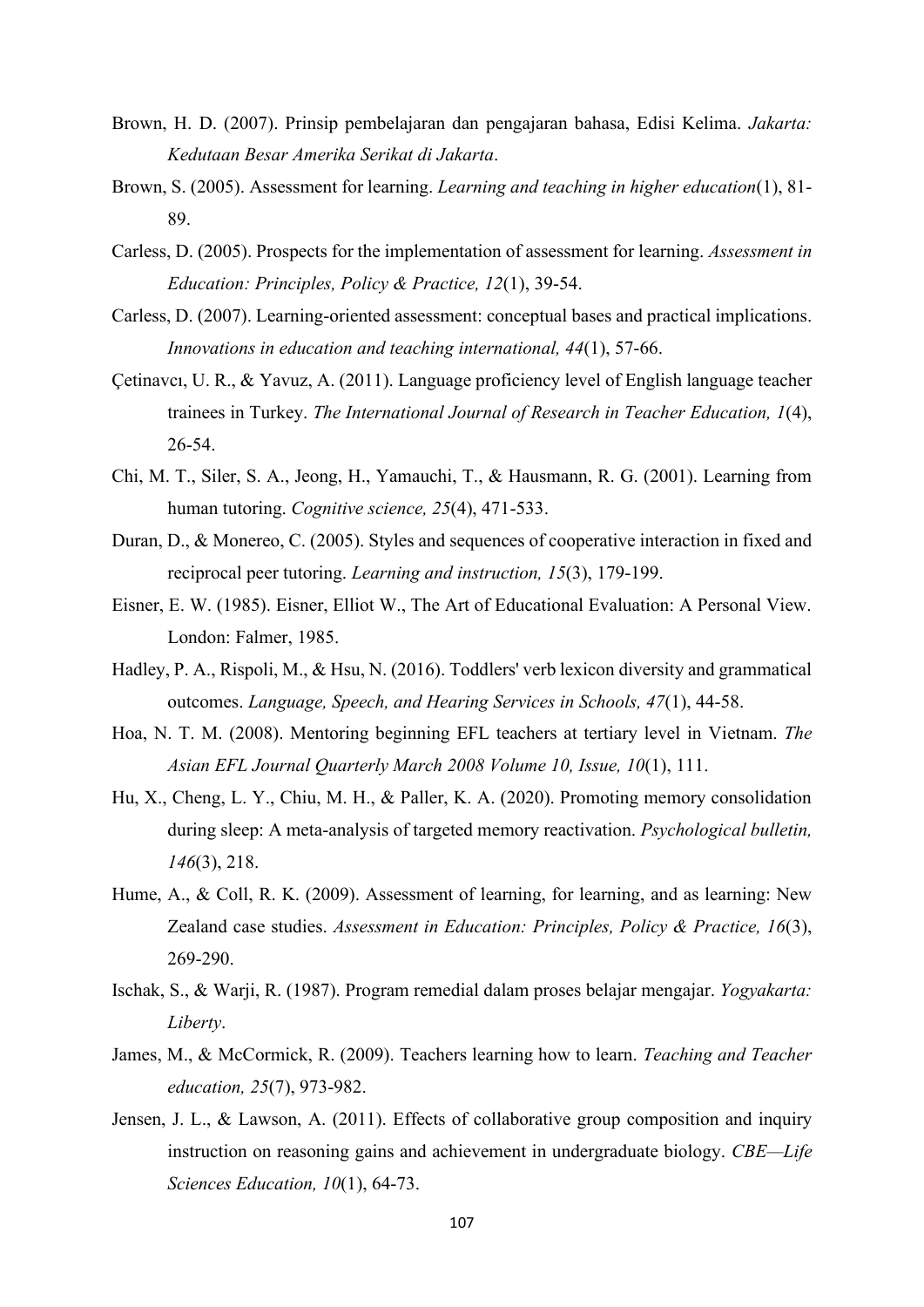Brown, H. D. (2007). Prinsip pembelajaran dan pengajaran bahasa, Edisi Kelima. *Jakarta: Kedutaan Besar Amerika Serikat di Jakarta*.

Brown, S. (2005). Assessment for learning. *Learning and teaching in higher education*(1), 81-89.

Carless, D. (2005). Prospects for the implementation of assessment for learning. *Assessment in Education: Principles, Policy & Practice, 12*(1), 39-54.

Carless, D. (2007). Learning-oriented assessment: conceptual bases and practical implications. *Innovations in education and teaching international, 44*(1), 57-66.

Çetinavcı, U. R., & Yavuz, A. (2011). Language proficiency level of English language teacher trainees in Turkey. *The International Journal of Research in Teacher Education, 1*(4), 26-54.

Chi, M. T., Siler, S. A., Jeong, H., Yamauchi, T., & Hausmann, R. G. (2001). Learning from human tutoring. *Cognitive science, 25*(4), 471-533.

Duran, D., & Monereo, C. (2005). Styles and sequences of cooperative interaction in fixed and reciprocal peer tutoring. *Learning and instruction, 15*(3), 179-199.

Eisner, E. W. (1985). Eisner, Elliot W., The Art of Educational Evaluation: A Personal View. London: Falmer, 1985.

Hadley, P. A., Rispoli, M., & Hsu, N. (2016). Toddlers' verb lexicon diversity and grammatical outcomes. *Language, Speech, and Hearing Services in Schools, 47*(1), 44-58.

Hoa, N. T. M. (2008). Mentoring beginning EFL teachers at tertiary level in Vietnam. *The Asian EFL Journal Quarterly March 2008 Volume 10, Issue, 10*(1), 111.

Hu, X., Cheng, L. Y., Chiu, M. H., & Paller, K. A. (2020). Promoting memory consolidation during sleep: A meta-analysis of targeted memory reactivation. *Psychological bulletin, 146*(3), 218.

Hume, A., & Coll, R. K. (2009). Assessment of learning, for learning, and as learning: New Zealand case studies. *Assessment in Education: Principles, Policy & Practice, 16*(3), 269-290.

Ischak, S., & Warji, R. (1987). Program remedial dalam proses belajar mengajar. *Yogyakarta: Liberty*.

James, M., & McCormick, R. (2009). Teachers learning how to learn. *Teaching and Teacher education, 25*(7), 973-982.

Jensen, J. L., & Lawson, A. (2011). Effects of collaborative group composition and inquiry instruction on reasoning gains and achievement in undergraduate biology. *CBE—Life Sciences Education, 10*(1), 64-73.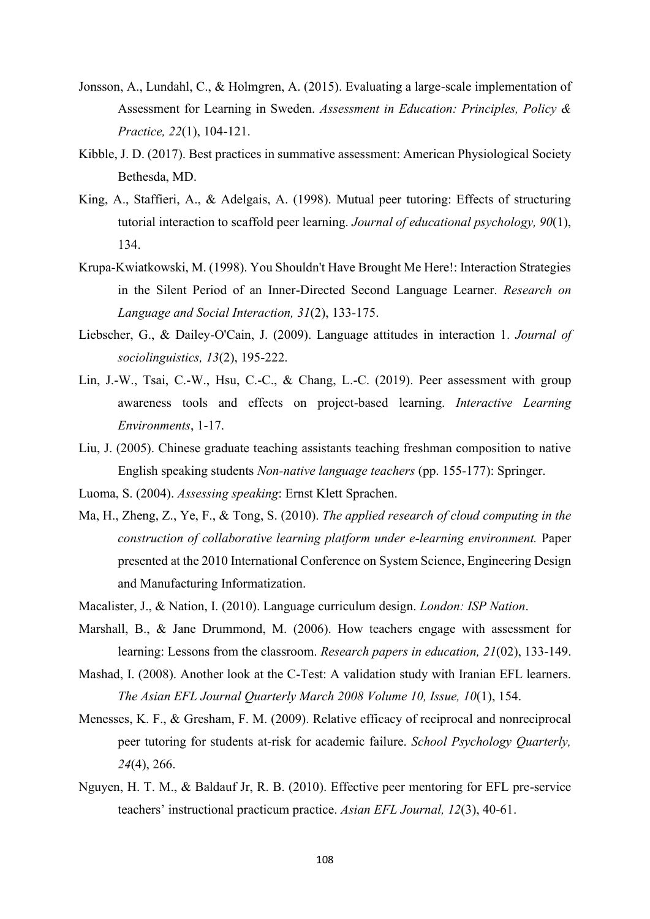Jonsson, A., Lundahl, C., & Holmgren, A. (2015). Evaluating a large-scale implementation of Assessment for Learning in Sweden. *Assessment in Education: Principles, Policy & Practice, 22*(1), 104-121.

Kibble, J. D. (2017). Best practices in summative assessment: American Physiological Society Bethesda, MD.

King, A., Staffieri, A., & Adelgais, A. (1998). Mutual peer tutoring: Effects of structuring tutorial interaction to scaffold peer learning. *Journal of educational psychology, 90*(1), 134.

Krupa-Kwiatkowski, M. (1998). You Shouldn't Have Brought Me Here!: Interaction Strategies in the Silent Period of an Inner-Directed Second Language Learner. *Research on Language and Social Interaction, 31*(2), 133-175.

Liebscher, G., & Dailey-O'Cain, J. (2009). Language attitudes in interaction 1. *Journal of sociolinguistics, 13*(2), 195-222.

Lin, J.-W., Tsai, C.-W., Hsu, C.-C., & Chang, L.-C. (2019). Peer assessment with group awareness tools and effects on project-based learning. *Interactive Learning Environments*, 1-17.

Liu, J. (2005). Chinese graduate teaching assistants teaching freshman composition to native English speaking students *Non-native language teachers* (pp. 155-177): Springer.

Luoma, S. (2004). *Assessing speaking*: Ernst Klett Sprachen.

Ma, H., Zheng, Z., Ye, F., & Tong, S. (2010). *The applied research of cloud computing in the construction of collaborative learning platform under e-learning environment.* Paper presented at the 2010 International Conference on System Science, Engineering Design and Manufacturing Informatization.

Macalister, J., & Nation, I. (2010). Language curriculum design. *London: ISP Nation*.

Marshall, B., & Jane Drummond, M. (2006). How teachers engage with assessment for learning: Lessons from the classroom. *Research papers in education, 21*(02), 133-149.

Mashad, I. (2008). Another look at the C-Test: A validation study with Iranian EFL learners. *The Asian EFL Journal Quarterly March 2008 Volume 10, Issue, 10*(1), 154.

Menesses, K. F., & Gresham, F. M. (2009). Relative efficacy of reciprocal and nonreciprocal peer tutoring for students at-risk for academic failure. *School Psychology Quarterly, 24*(4), 266.

Nguyen, H. T. M., & Baldauf Jr, R. B. (2010). Effective peer mentoring for EFL pre-service teachers' instructional practicum practice. *Asian EFL Journal, 12*(3), 40-61.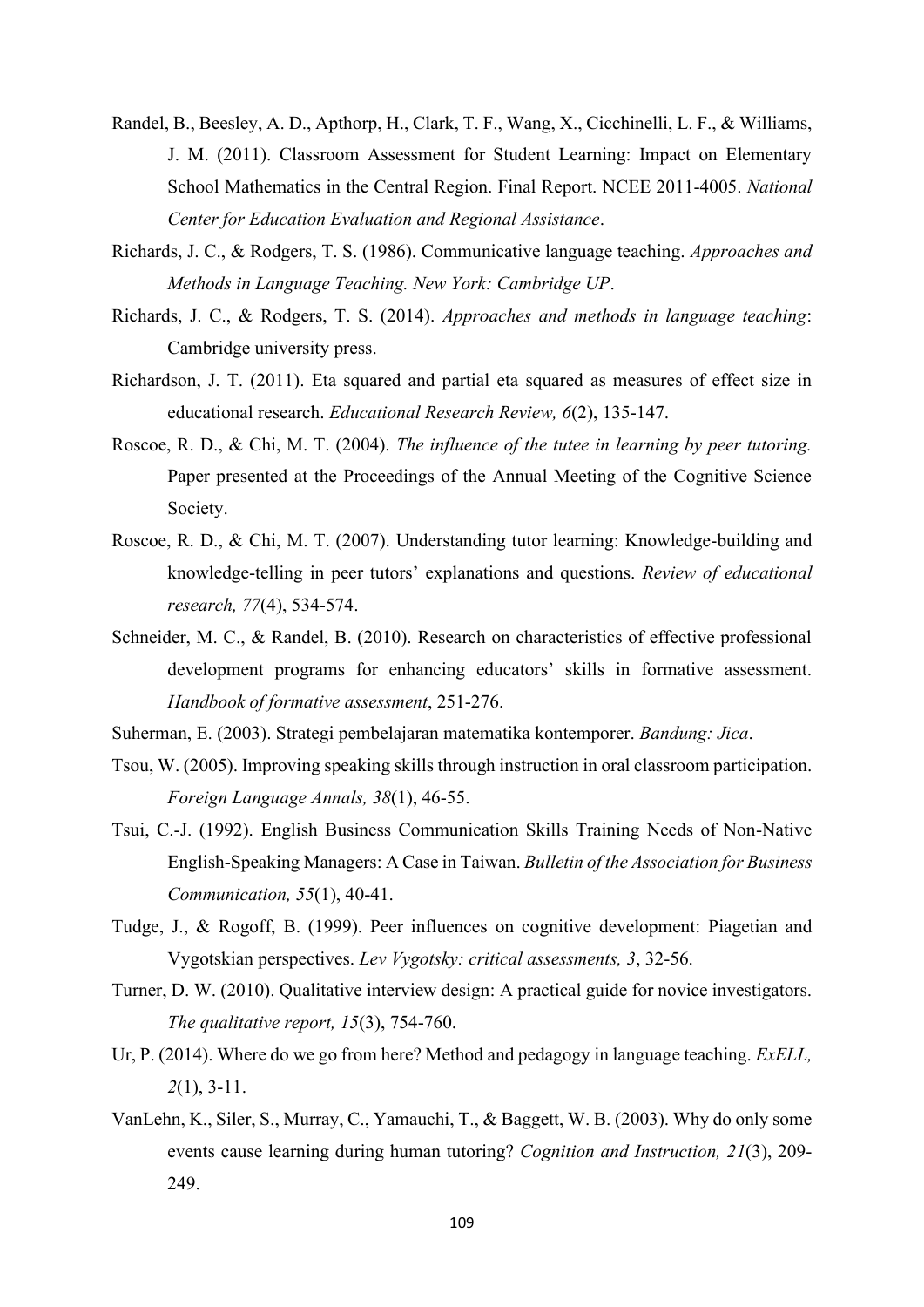Randel, B., Beesley, A. D., Apthorp, H., Clark, T. F., Wang, X., Cicchinelli, L. F., & Williams, J. M. (2011). Classroom Assessment for Student Learning: Impact on Elementary School Mathematics in the Central Region. Final Report. NCEE 2011-4005. *National Center for Education Evaluation and Regional Assistance*.

Richards, J. C., & Rodgers, T. S. (1986). Communicative language teaching. *Approaches and Methods in Language Teaching. New York: Cambridge UP*.

Richards, J. C., & Rodgers, T. S. (2014). *Approaches and methods in language teaching*: Cambridge university press.

Richardson, J. T. (2011). Eta squared and partial eta squared as measures of effect size in educational research. *Educational Research Review, 6*(2), 135-147.

Roscoe, R. D., & Chi, M. T. (2004). *The influence of the tutee in learning by peer tutoring.* Paper presented at the Proceedings of the Annual Meeting of the Cognitive Science Society.

Roscoe, R. D., & Chi, M. T. (2007). Understanding tutor learning: Knowledge-building and knowledge-telling in peer tutors' explanations and questions. *Review of educational research, 77*(4), 534-574.

Schneider, M. C., & Randel, B. (2010). Research on characteristics of effective professional development programs for enhancing educators' skills in formative assessment. *Handbook of formative assessment*, 251-276.

Suherman, E. (2003). Strategi pembelajaran matematika kontemporer. *Bandung: Jica*.

Tsou, W. (2005). Improving speaking skills through instruction in oral classroom participation. *Foreign Language Annals, 38*(1), 46-55.

Tsui, C.-J. (1992). English Business Communication Skills Training Needs of Non-Native English-Speaking Managers: A Case in Taiwan. *Bulletin of the Association for Business Communication, 55*(1), 40-41.

Tudge, J., & Rogoff, B. (1999). Peer influences on cognitive development: Piagetian and Vygotskian perspectives. *Lev Vygotsky: critical assessments, 3*, 32-56.

Turner, D. W. (2010). Qualitative interview design: A practical guide for novice investigators. *The qualitative report, 15*(3), 754-760.

Ur, P. (2014). Where do we go from here? Method and pedagogy in language teaching. *ExELL, 2*(1), 3-11.

VanLehn, K., Siler, S., Murray, C., Yamauchi, T., & Baggett, W. B. (2003). Why do only some events cause learning during human tutoring? *Cognition and Instruction, 21*(3), 209-249.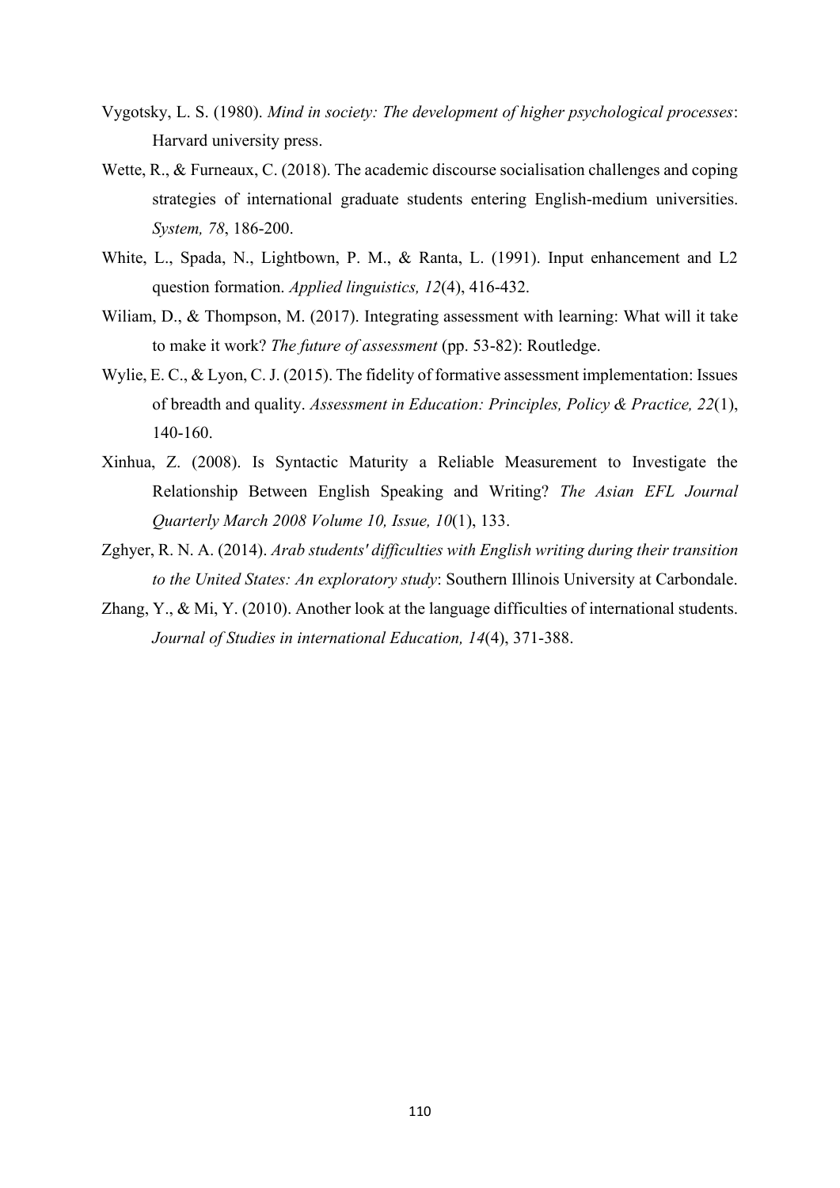Vygotsky, L. S. (1980). *Mind in society: The development of higher psychological processes*: Harvard university press.

Wette, R., & Furneaux, C. (2018). The academic discourse socialisation challenges and coping strategies of international graduate students entering English-medium universities. *System, 78*, 186-200.

White, L., Spada, N., Lightbown, P. M., & Ranta, L. (1991). Input enhancement and L2 question formation. *Applied linguistics, 12*(4), 416-432.

Wiliam, D., & Thompson, M. (2017). Integrating assessment with learning: What will it take to make it work? *The future of assessment* (pp. 53-82): Routledge.

Wylie, E. C., & Lyon, C. J. (2015). The fidelity of formative assessment implementation: Issues of breadth and quality. *Assessment in Education: Principles, Policy & Practice, 22*(1), 140-160.

Xinhua, Z. (2008). Is Syntactic Maturity a Reliable Measurement to Investigate the Relationship Between English Speaking and Writing? *The Asian EFL Journal Quarterly March 2008 Volume 10, Issue, 10*(1), 133.

Zghyer, R. N. A. (2014). *Arab students' difficulties with English writing during their transition to the United States: An exploratory study*: Southern Illinois University at Carbondale.

Zhang, Y., & Mi, Y. (2010). Another look at the language difficulties of international students. *Journal of Studies in international Education, 14*(4), 371-388.